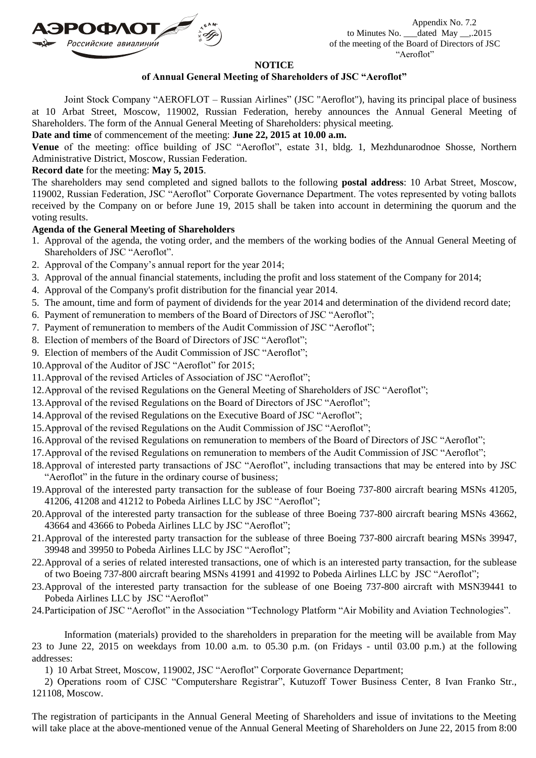Appendix No. 7.2
to Minutes No. ___dated May __,.2015
of the meeting of the Board of Directors of JSC "Aeroflot"

**NOTICE**

**of Annual General Meeting of Shareholders of JSC "Aeroflot"**

Joint Stock Company "AEROFLOT – Russian Airlines" (JSC "Aeroflot"), having its principal place of business at 10 Arbat Street, Moscow, 119002, Russian Federation, hereby announces the Annual General Meeting of Shareholders. The form of the Annual General Meeting of Shareholders: physical meeting.

**Date and time** of commencement of the meeting: **June 22, 2015 at 10.00 a.m.**

**Venue** of the meeting: office building of JSC "Aeroflot", estate 31, bldg. 1, Mezhdunarodnoe Shosse, Northern Administrative District, Moscow, Russian Federation.

**Record date** for the meeting: **May 5, 2015**.

The shareholders may send completed and signed ballots to the following **postal address**: 10 Arbat Street, Moscow, 119002, Russian Federation, JSC "Aeroflot" Corporate Governance Department. The votes represented by voting ballots received by the Company on or before June 19, 2015 shall be taken into account in determining the quorum and the voting results.

**Agenda of the General Meeting of Shareholders**

1. Approval of the agenda, the voting order, and the members of the working bodies of the Annual General Meeting of Shareholders of JSC "Aeroflot".
2. Approval of the Company's annual report for the year 2014;
3. Approval of the annual financial statements, including the profit and loss statement of the Company for 2014;
4. Approval of the Company's profit distribution for the financial year 2014.
5. The amount, time and form of payment of dividends for the year 2014 and determination of the dividend record date;
6. Payment of remuneration to members of the Board of Directors of JSC "Aeroflot";
7. Payment of remuneration to members of the Audit Commission of JSC "Aeroflot";
8. Election of members of the Board of Directors of JSC "Aeroflot";
9. Election of members of the Audit Commission of JSC "Aeroflot";
10. Approval of the Auditor of JSC "Aeroflot" for 2015;
11. Approval of the revised Articles of Association of JSC "Aeroflot";
12. Approval of the revised Regulations on the General Meeting of Shareholders of JSC "Aeroflot";
13. Approval of the revised Regulations on the Board of Directors of JSC "Aeroflot";
14. Approval of the revised Regulations on the Executive Board of JSC "Aeroflot";
15. Approval of the revised Regulations on the Audit Commission of JSC "Aeroflot";
16. Approval of the revised Regulations on remuneration to members of the Board of Directors of JSC "Aeroflot";
17. Approval of the revised Regulations on remuneration to members of the Audit Commission of JSC "Aeroflot";
18. Approval of interested party transactions of JSC "Aeroflot", including transactions that may be entered into by JSC "Aeroflot" in the future in the ordinary course of business;
19. Approval of the interested party transaction for the sublease of four Boeing 737-800 aircraft bearing MSNs 41205, 41206, 41208 and 41212 to Pobeda Airlines LLC by JSC "Aeroflot";
20. Approval of the interested party transaction for the sublease of three Boeing 737-800 aircraft bearing MSNs 43662, 43664 and 43666 to Pobeda Airlines LLC by JSC "Aeroflot";
21. Approval of the interested party transaction for the sublease of three Boeing 737-800 aircraft bearing MSNs 39947, 39948 and 39950 to Pobeda Airlines LLC by JSC "Aeroflot";
22. Approval of a series of related interested transactions, one of which is an interested party transaction, for the sublease of two Boeing 737-800 aircraft bearing MSNs 41991 and 41992 to Pobeda Airlines LLC by JSC "Aeroflot";
23. Approval of the interested party transaction for the sublease of one Boeing 737-800 aircraft with MSN39441 to Pobeda Airlines LLC by JSC "Aeroflot"
24. Participation of JSC "Aeroflot" in the Association "Technology Platform "Air Mobility and Aviation Technologies".

Information (materials) provided to the shareholders in preparation for the meeting will be available from May 23 to June 22, 2015 on weekdays from 10.00 a.m. to 05.30 p.m. (on Fridays - until 03.00 p.m.) at the following addresses:

1) 10 Arbat Street, Moscow, 119002, JSC "Aeroflot" Corporate Governance Department;

2) Operations room of CJSC "Computershare Registrar", Kutuzoff Tower Business Center, 8 Ivan Franko Str., 121108, Moscow.

The registration of participants in the Annual General Meeting of Shareholders and issue of invitations to the Meeting will take place at the above-mentioned venue of the Annual General Meeting of Shareholders on June 22, 2015 from 8:00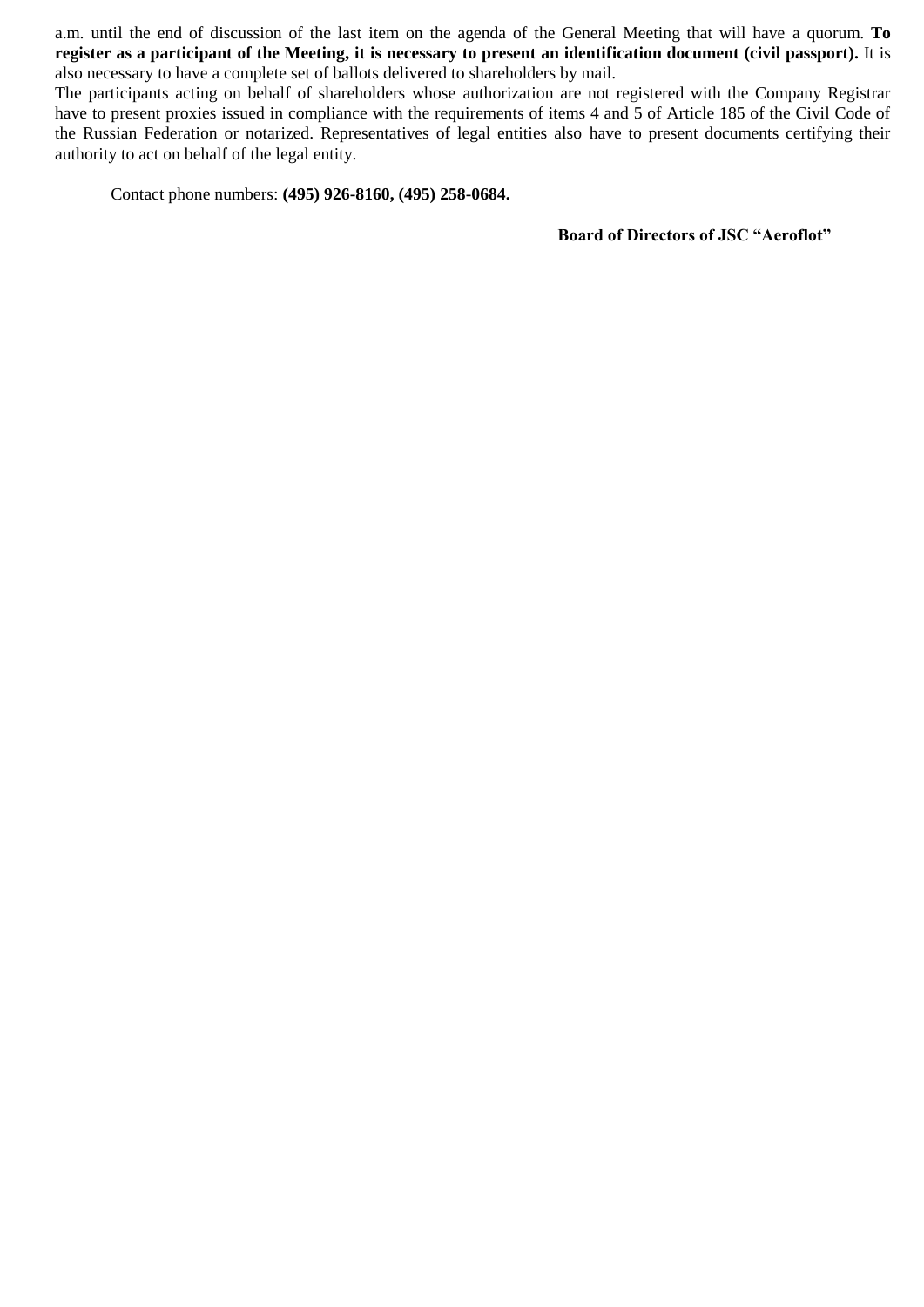a.m. until the end of discussion of the last item on the agenda of the General Meeting that will have a quorum. **To register as a participant of the Meeting, it is necessary to present an identification document (civil passport).** It is also necessary to have a complete set of ballots delivered to shareholders by mail.

The participants acting on behalf of shareholders whose authorization are not registered with the Company Registrar have to present proxies issued in compliance with the requirements of items 4 and 5 of Article 185 of the Civil Code of the Russian Federation or notarized. Representatives of legal entities also have to present documents certifying their authority to act on behalf of the legal entity.

Contact phone numbers: **(495) 926-8160, (495) 258-0684.**

**Board of Directors of JSC "Aeroflot"**